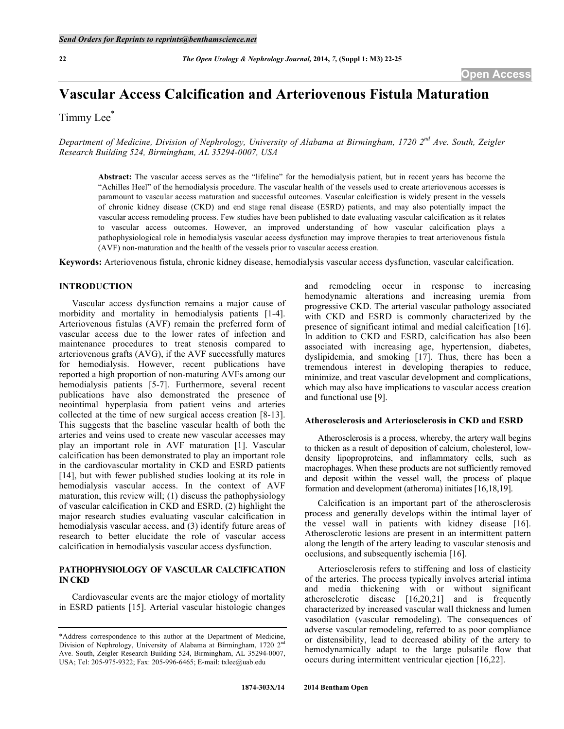# Vascular Access Calcification and Arteriovenous Fistula Maturation

Timmy Lee*

*Department of Medicine, Division of Nephrology, University of Alabama at Birmingham, 1720 2nd Ave. South, Zeigler Research Building 524, Birmingham, AL 35294-0007, USA*

**Abstract:** The vascular access serves as the "lifeline" for the hemodialysis patient, but in recent years has become the "Achilles Heel" of the hemodialysis procedure. The vascular health of the vessels used to create arteriovenous accesses is paramount to vascular access maturation and successful outcomes. Vascular calcification is widely present in the vessels of chronic kidney disease (CKD) and end stage renal disease (ESRD) patients, and may also potentially impact the vascular access remodeling process. Few studies have been published to date evaluating vascular calcification as it relates to vascular access outcomes. However, an improved understanding of how vascular calcification plays a pathophysiological role in hemodialysis vascular access dysfunction may improve therapies to treat arteriovenous fistula (AVF) non-maturation and the health of the vessels prior to vascular access creation.

**Keywords:** Arteriovenous fistula, chronic kidney disease, hemodialysis vascular access dysfunction, vascular calcification.

## INTRODUCTION

Vascular access dysfunction remains a major cause of morbidity and mortality in hemodialysis patients [1-4]. Arteriovenous fistulas (AVF) remain the preferred form of vascular access due to the lower rates of infection and maintenance procedures to treat stenosis compared to arteriovenous grafts (AVG), if the AVF successfully matures for hemodialysis. However, recent publications have reported a high proportion of non-maturing AVFs among our hemodialysis patients [5-7]. Furthermore, several recent publications have also demonstrated the presence of neointimal hyperplasia from patient veins and arteries collected at the time of new surgical access creation [8-13]. This suggests that the baseline vascular health of both the arteries and veins used to create new vascular accesses may play an important role in AVF maturation [1]. Vascular calcification has been demonstrated to play an important role in the cardiovascular mortality in CKD and ESRD patients [14], but with fewer published studies looking at its role in hemodialysis vascular access. In the context of AVF maturation, this review will; (1) discuss the pathophysiology of vascular calcification in CKD and ESRD, (2) highlight the major research studies evaluating vascular calcification in hemodialysis vascular access, and (3) identify future areas of research to better elucidate the role of vascular access calcification in hemodialysis vascular access dysfunction.

## PATHOPHYSIOLOGY OF VASCULAR CALCIFICATION IN CKD

Cardiovascular events are the major etiology of mortality in ESRD patients [15]. Arterial vascular histologic changes and remodeling occur in response to increasing hemodynamic alterations and increasing uremia from progressive CKD. The arterial vascular pathology associated with CKD and ESRD is commonly characterized by the presence of significant intimal and medial calcification [16]. In addition to CKD and ESRD, calcification has also been associated with increasing age, hypertension, diabetes, dyslipidemia, and smoking [17]. Thus, there has been a tremendous interest in developing therapies to reduce, minimize, and treat vascular development and complications, which may also have implications to vascular access creation and functional use [9].

### Atherosclerosis and Arteriosclerosis in CKD and ESRD

Atherosclerosis is a process, whereby, the artery wall begins to thicken as a result of deposition of calcium, cholesterol, low-density lipoproteins, and inflammatory cells, such as macrophages. When these products are not sufficiently removed and deposit within the vessel wall, the process of plaque formation and development (atheroma) initiates [16,18,19].

Calcification is an important part of the atherosclerosis process and generally develops within the intimal layer of the vessel wall in patients with kidney disease [16]. Atherosclerotic lesions are present in an intermittent pattern along the length of the artery leading to vascular stenosis and occlusions, and subsequently ischemia [16].

Arteriosclerosis refers to stiffening and loss of elasticity of the arteries. The process typically involves arterial intima and media thickening with or without significant atherosclerotic disease [16,20,21] and is frequently characterized by increased vascular wall thickness and lumen vasodilation (vascular remodeling). The consequences of adverse vascular remodeling, referred to as poor compliance or distensibility, lead to decreased ability of the artery to hemodynamically adapt to the large pulsatile flow that occurs during intermittent ventricular ejection [16,22].

*Address correspondence to this author at the Department of Medicine, Division of Nephrology, University of Alabama at Birmingham, 1720 2nd Ave. South, Zeigler Research Building 524, Birmingham, AL 35294-0007, USA; Tel: 205-975-9322; Fax: 205-996-6465; E-mail: txlee@uab.edu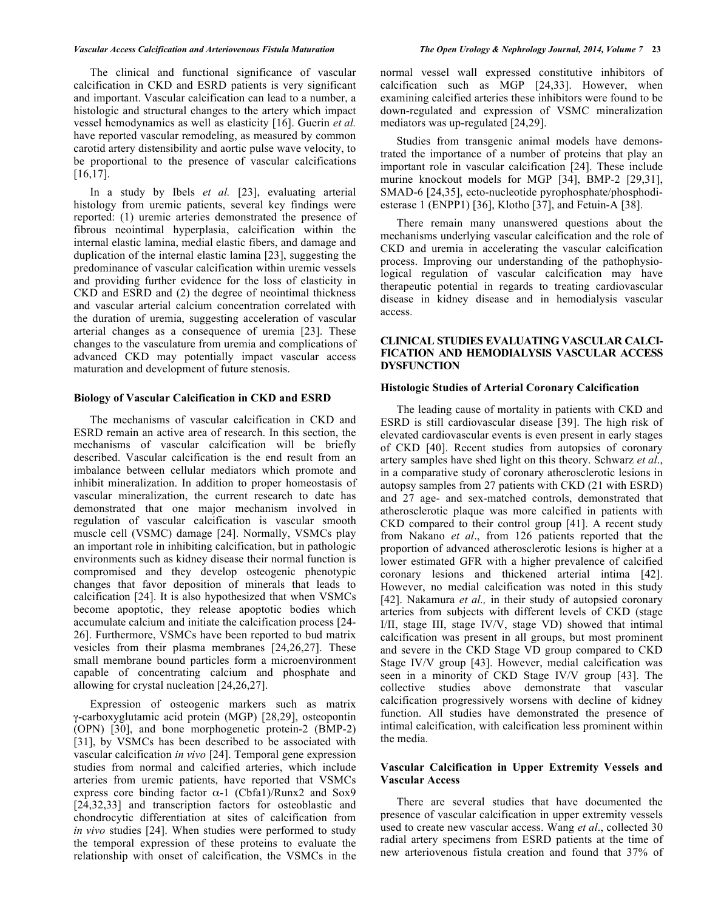The clinical and functional significance of vascular calcification in CKD and ESRD patients is very significant and important. Vascular calcification can lead to a number, a histologic and structural changes to the artery which impact vessel hemodynamics as well as elasticity [16]. Guerin *et al.* have reported vascular remodeling, as measured by common carotid artery distensibility and aortic pulse wave velocity, to be proportional to the presence of vascular calcifications [16,17].

In a study by Ibels *et al.* [23], evaluating arterial histology from uremic patients, several key findings were reported: (1) uremic arteries demonstrated the presence of fibrous neointimal hyperplasia, calcification within the internal elastic lamina, medial elastic fibers, and damage and duplication of the internal elastic lamina [23], suggesting the predominance of vascular calcification within uremic vessels and providing further evidence for the loss of elasticity in CKD and ESRD and (2) the degree of neointimal thickness and vascular arterial calcium concentration correlated with the duration of uremia, suggesting acceleration of vascular arterial changes as a consequence of uremia [23]. These changes to the vasculature from uremia and complications of advanced CKD may potentially impact vascular access maturation and development of future stenosis.

### Biology of Vascular Calcification in CKD and ESRD

The mechanisms of vascular calcification in CKD and ESRD remain an active area of research. In this section, the mechanisms of vascular calcification will be briefly described. Vascular calcification is the end result from an imbalance between cellular mediators which promote and inhibit mineralization. In addition to proper homeostasis of vascular mineralization, the current research to date has demonstrated that one major mechanism involved in regulation of vascular calcification is vascular smooth muscle cell (VSMC) damage [24]. Normally, VSMCs play an important role in inhibiting calcification, but in pathologic environments such as kidney disease their normal function is compromised and they develop osteogenic phenotypic changes that favor deposition of minerals that leads to calcification [24]. It is also hypothesized that when VSMCs become apoptotic, they release apoptotic bodies which accumulate calcium and initiate the calcification process [24-26]. Furthermore, VSMCs have been reported to bud matrix vesicles from their plasma membranes [24,26,27]. These small membrane bound particles form a microenvironment capable of concentrating calcium and phosphate and allowing for crystal nucleation [24,26,27].

Expression of osteogenic markers such as matrix γ-carboxyglutamic acid protein (MGP) [28,29], osteopontin (OPN) [30], and bone morphogenetic protein-2 (BMP-2) [31], by VSMCs has been described to be associated with vascular calcification *in vivo* [24]. Temporal gene expression studies from normal and calcified arteries, which include arteries from uremic patients, have reported that VSMCs express core binding factor α-1 (Cbfa1)/Runx2 and Sox9 [24,32,33] and transcription factors for osteoblastic and chondrocytic differentiation at sites of calcification from *in vivo* studies [24]. When studies were performed to study the temporal expression of these proteins to evaluate the relationship with onset of calcification, the VSMCs in the normal vessel wall expressed constitutive inhibitors of calcification such as MGP [24,33]. However, when examining calcified arteries these inhibitors were found to be down-regulated and expression of VSMC mineralization mediators was up-regulated [24,29].

Studies from transgenic animal models have demonstrated the importance of a number of proteins that play an important role in vascular calcification [24]. These include murine knockout models for MGP [34], BMP-2 [29,31], SMAD-6 [24,35], ecto-nucleotide pyrophosphate/phosphodiesterase 1 (ENPP1) [36], Klotho [37], and Fetuin-A [38].

There remain many unanswered questions about the mechanisms underlying vascular calcification and the role of CKD and uremia in accelerating the vascular calcification process. Improving our understanding of the pathophysiological regulation of vascular calcification may have therapeutic potential in regards to treating cardiovascular disease in kidney disease and in hemodialysis vascular access.

## CLINICAL STUDIES EVALUATING VASCULAR CALCIFICATION AND HEMODIALYSIS VASCULAR ACCESS DYSFUNCTION

### Histologic Studies of Arterial Coronary Calcification

The leading cause of mortality in patients with CKD and ESRD is still cardiovascular disease [39]. The high risk of elevated cardiovascular events is even present in early stages of CKD [40]. Recent studies from autopsies of coronary artery samples have shed light on this theory. Schwarz *et al*., in a comparative study of coronary atherosclerotic lesions in autopsy samples from 27 patients with CKD (21 with ESRD) and 27 age- and sex-matched controls, demonstrated that atherosclerotic plaque was more calcified in patients with CKD compared to their control group [41]. A recent study from Nakano *et al*., from 126 patients reported that the proportion of advanced atherosclerotic lesions is higher at a lower estimated GFR with a higher prevalence of calcified coronary lesions and thickened arterial intima [42]. However, no medial calcification was noted in this study [42]. Nakamura *et al.,* in their study of autopsied coronary arteries from subjects with different levels of CKD (stage I/II, stage III, stage IV/V, stage VD) showed that intimal calcification was present in all groups, but most prominent and severe in the CKD Stage VD group compared to CKD Stage IV/V group [43]. However, medial calcification was seen in a minority of CKD Stage IV/V group [43]. The collective studies above demonstrate that vascular calcification progressively worsens with decline of kidney function. All studies have demonstrated the presence of intimal calcification, with calcification less prominent within the media.

### Vascular Calcification in Upper Extremity Vessels and Vascular Access

There are several studies that have documented the presence of vascular calcification in upper extremity vessels used to create new vascular access. Wang *et al*., collected 30 radial artery specimens from ESRD patients at the time of new arteriovenous fistula creation and found that 37% of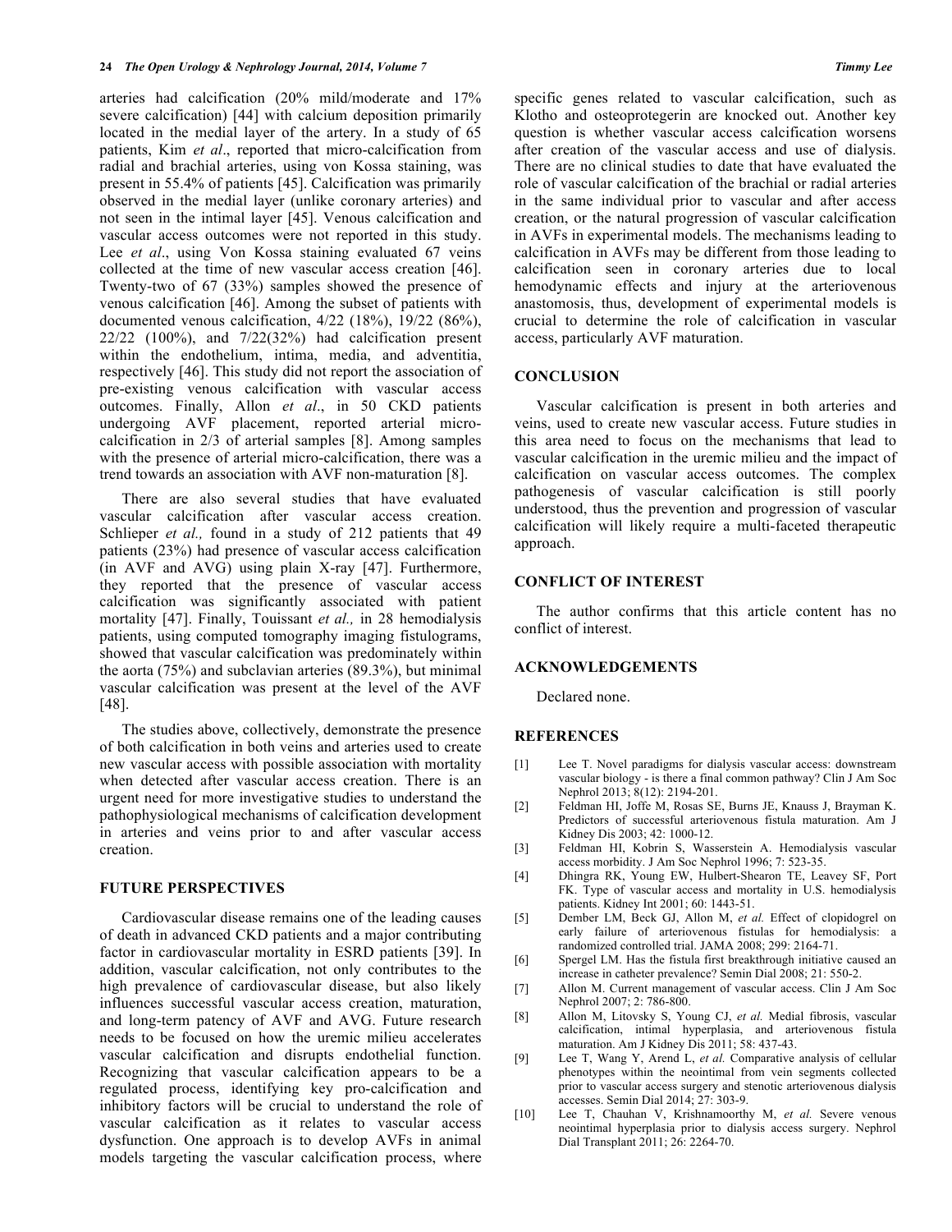arteries had calcification (20% mild/moderate and 17% severe calcification) [44] with calcium deposition primarily located in the medial layer of the artery. In a study of 65 patients, Kim *et al*., reported that micro-calcification from radial and brachial arteries, using von Kossa staining, was present in 55.4% of patients [45]. Calcification was primarily observed in the medial layer (unlike coronary arteries) and not seen in the intimal layer [45]. Venous calcification and vascular access outcomes were not reported in this study. Lee *et al*., using Von Kossa staining evaluated 67 veins collected at the time of new vascular access creation [46]. Twenty-two of 67 (33%) samples showed the presence of venous calcification [46]. Among the subset of patients with documented venous calcification, 4/22 (18%), 19/22 (86%), 22/22 (100%), and 7/22(32%) had calcification present within the endothelium, intima, media, and adventitia, respectively [46]. This study did not report the association of pre-existing venous calcification with vascular access outcomes. Finally, Allon *et al*., in 50 CKD patients undergoing AVF placement, reported arterial micro-calcification in 2/3 of arterial samples [8]. Among samples with the presence of arterial micro-calcification, there was a trend towards an association with AVF non-maturation [8].

There are also several studies that have evaluated vascular calcification after vascular access creation. Schlieper *et al.,* found in a study of 212 patients that 49 patients (23%) had presence of vascular access calcification (in AVF and AVG) using plain X-ray [47]. Furthermore, they reported that the presence of vascular access calcification was significantly associated with patient mortality [47]. Finally, Touissant *et al.,* in 28 hemodialysis patients, using computed tomography imaging fistulograms, showed that vascular calcification was predominately within the aorta (75%) and subclavian arteries (89.3%), but minimal vascular calcification was present at the level of the AVF [48].

The studies above, collectively, demonstrate the presence of both calcification in both veins and arteries used to create new vascular access with possible association with mortality when detected after vascular access creation. There is an urgent need for more investigative studies to understand the pathophysiological mechanisms of calcification development in arteries and veins prior to and after vascular access creation.

## FUTURE PERSPECTIVES

Cardiovascular disease remains one of the leading causes of death in advanced CKD patients and a major contributing factor in cardiovascular mortality in ESRD patients [39]. In addition, vascular calcification, not only contributes to the high prevalence of cardiovascular disease, but also likely influences successful vascular access creation, maturation, and long-term patency of AVF and AVG. Future research needs to be focused on how the uremic milieu accelerates vascular calcification and disrupts endothelial function. Recognizing that vascular calcification appears to be a regulated process, identifying key pro-calcification and inhibitory factors will be crucial to understand the role of vascular calcification as it relates to vascular access dysfunction. One approach is to develop AVFs in animal models targeting the vascular calcification process, where specific genes related to vascular calcification, such as Klotho and osteoprotegerin are knocked out. Another key question is whether vascular access calcification worsens after creation of the vascular access and use of dialysis. There are no clinical studies to date that have evaluated the role of vascular calcification of the brachial or radial arteries in the same individual prior to vascular and after access creation, or the natural progression of vascular calcification in AVFs in experimental models. The mechanisms leading to calcification in AVFs may be different from those leading to calcification seen in coronary arteries due to local hemodynamic effects and injury at the arteriovenous anastomosis, thus, development of experimental models is crucial to determine the role of calcification in vascular access, particularly AVF maturation.

## CONCLUSION

Vascular calcification is present in both arteries and veins, used to create new vascular access. Future studies in this area need to focus on the mechanisms that lead to vascular calcification in the uremic milieu and the impact of calcification on vascular access outcomes. The complex pathogenesis of vascular calcification is still poorly understood, thus the prevention and progression of vascular calcification will likely require a multi-faceted therapeutic approach.

## CONFLICT OF INTEREST

The author confirms that this article content has no conflict of interest.

## ACKNOWLEDGEMENTS

Declared none.

## REFERENCES

[1] Lee T. Novel paradigms for dialysis vascular access: downstream vascular biology - is there a final common pathway? Clin J Am Soc Nephrol 2013; 8(12): 2194-201.

[2] Feldman HI, Joffe M, Rosas SE, Burns JE, Knauss J, Brayman K. Predictors of successful arteriovenous fistula maturation. Am J Kidney Dis 2003; 42: 1000-12.

[3] Feldman HI, Kobrin S, Wasserstein A. Hemodialysis vascular access morbidity. J Am Soc Nephrol 1996; 7: 523-35.

[4] Dhingra RK, Young EW, Hulbert-Shearon TE, Leavey SF, Port FK. Type of vascular access and mortality in U.S. hemodialysis patients. Kidney Int 2001; 60: 1443-51.

[5] Dember LM, Beck GJ, Allon M, *et al.* Effect of clopidogrel on early failure of arteriovenous fistulas for hemodialysis: a randomized controlled trial. JAMA 2008; 299: 2164-71.

[6] Spergel LM. Has the fistula first breakthrough initiative caused an increase in catheter prevalence? Semin Dial 2008; 21: 550-2.

[7] Allon M. Current management of vascular access. Clin J Am Soc Nephrol 2007; 2: 786-800.

[8] Allon M, Litovsky S, Young CJ, *et al.* Medial fibrosis, vascular calcification, intimal hyperplasia, and arteriovenous fistula maturation. Am J Kidney Dis 2011; 58: 437-43.

[9] Lee T, Wang Y, Arend L, *et al.* Comparative analysis of cellular phenotypes within the neointimal from vein segments collected prior to vascular access surgery and stenotic arteriovenous dialysis accesses. Semin Dial 2014; 27: 303-9.

[10] Lee T, Chauhan V, Krishnamoorthy M, *et al.* Severe venous neointimal hyperplasia prior to dialysis access surgery. Nephrol Dial Transplant 2011; 26: 2264-70.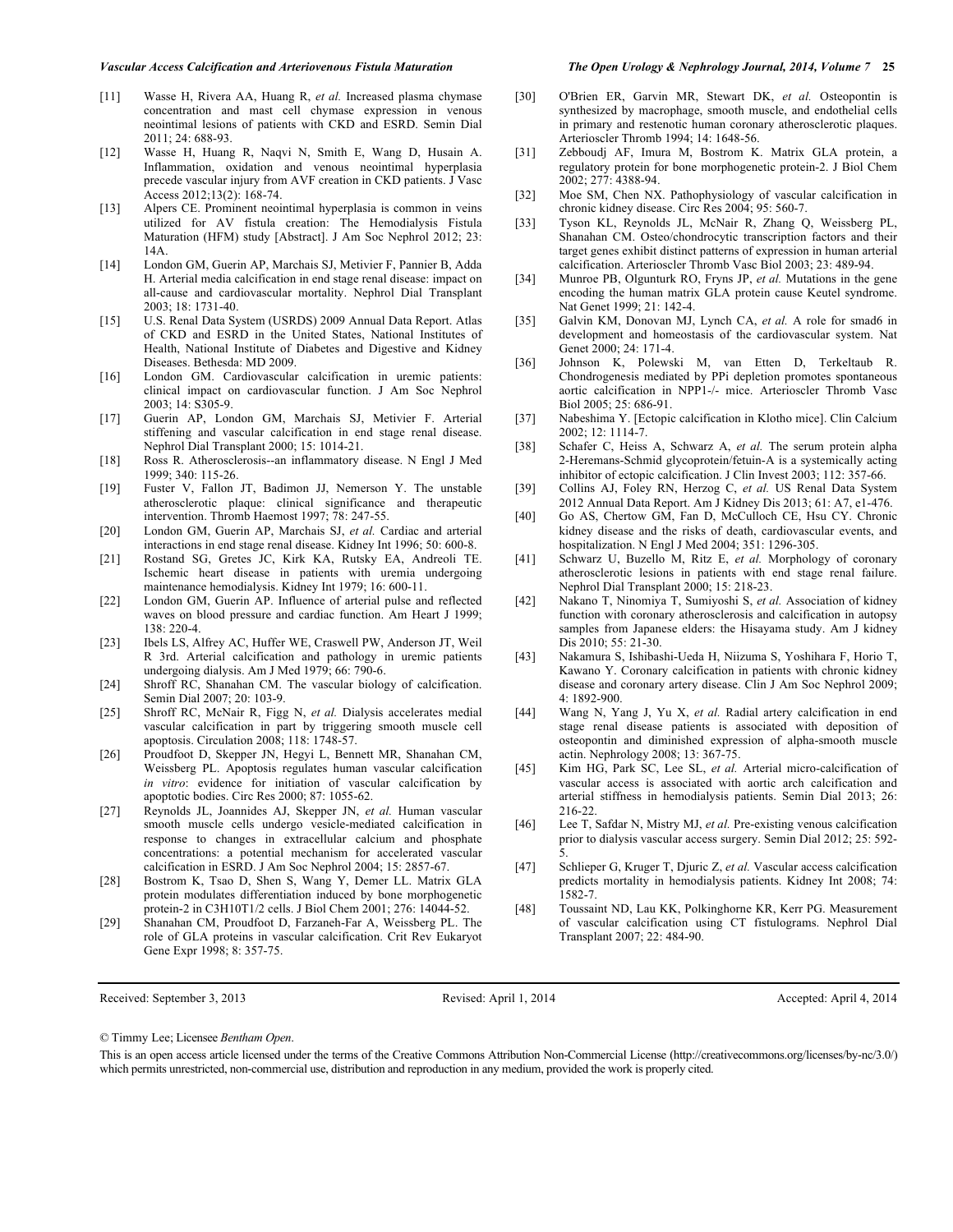[11] Wasse H, Rivera AA, Huang R, *et al.* Increased plasma chymase concentration and mast cell chymase expression in venous neointimal lesions of patients with CKD and ESRD. Semin Dial 2011; 24: 688-93.

[12] Wasse H, Huang R, Naqvi N, Smith E, Wang D, Husain A. Inflammation, oxidation and venous neointimal hyperplasia precede vascular injury from AVF creation in CKD patients. J Vasc Access 2012;13(2): 168-74.

[13] Alpers CE. Prominent neointimal hyperplasia is common in veins utilized for AV fistula creation: The Hemodialysis Fistula Maturation (HFM) study [Abstract]. J Am Soc Nephrol 2012; 23: 14A.

[14] London GM, Guerin AP, Marchais SJ, Metivier F, Pannier B, Adda H. Arterial media calcification in end stage renal disease: impact on all-cause and cardiovascular mortality. Nephrol Dial Transplant 2003; 18: 1731-40.

[15] U.S. Renal Data System (USRDS) 2009 Annual Data Report. Atlas of CKD and ESRD in the United States, National Institutes of Health, National Institute of Diabetes and Digestive and Kidney Diseases. Bethesda: MD 2009.

[16] London GM. Cardiovascular calcification in uremic patients: clinical impact on cardiovascular function. J Am Soc Nephrol 2003; 14: S305-9.

[17] Guerin AP, London GM, Marchais SJ, Metivier F. Arterial stiffening and vascular calcification in end stage renal disease. Nephrol Dial Transplant 2000; 15: 1014-21.

[18] Ross R. Atherosclerosis--an inflammatory disease. N Engl J Med 1999; 340: 115-26.

[19] Fuster V, Fallon JT, Badimon JJ, Nemerson Y. The unstable atherosclerotic plaque: clinical significance and therapeutic intervention. Thromb Haemost 1997; 78: 247-55.

[20] London GM, Guerin AP, Marchais SJ, *et al.* Cardiac and arterial interactions in end stage renal disease. Kidney Int 1996; 50: 600-8.

[21] Rostand SG, Gretes JC, Kirk KA, Rutsky EA, Andreoli TE. Ischemic heart disease in patients with uremia undergoing maintenance hemodialysis. Kidney Int 1979; 16: 600-11.

[22] London GM, Guerin AP. Influence of arterial pulse and reflected waves on blood pressure and cardiac function. Am Heart J 1999; 138: 220-4.

[23] Ibels LS, Alfrey AC, Huffer WE, Craswell PW, Anderson JT, Weil R 3rd. Arterial calcification and pathology in uremic patients undergoing dialysis. Am J Med 1979; 66: 790-6.

[24] Shroff RC, Shanahan CM. The vascular biology of calcification. Semin Dial 2007; 20: 103-9.

[25] Shroff RC, McNair R, Figg N, *et al.* Dialysis accelerates medial vascular calcification in part by triggering smooth muscle cell apoptosis. Circulation 2008; 118: 1748-57.

[26] Proudfoot D, Skepper JN, Hegyi L, Bennett MR, Shanahan CM, Weissberg PL. Apoptosis regulates human vascular calcification *in vitro*: evidence for initiation of vascular calcification by apoptotic bodies. Circ Res 2000; 87: 1055-62.

[27] Reynolds JL, Joannides AJ, Skepper JN, *et al.* Human vascular smooth muscle cells undergo vesicle-mediated calcification in response to changes in extracellular calcium and phosphate concentrations: a potential mechanism for accelerated vascular calcification in ESRD. J Am Soc Nephrol 2004; 15: 2857-67.

[28] Bostrom K, Tsao D, Shen S, Wang Y, Demer LL. Matrix GLA protein modulates differentiation induced by bone morphogenetic protein-2 in C3H10T1/2 cells. J Biol Chem 2001; 276: 14044-52.

[29] Shanahan CM, Proudfoot D, Farzaneh-Far A, Weissberg PL. The role of GLA proteins in vascular calcification. Crit Rev Eukaryot Gene Expr 1998; 8: 357-75.

[30] O'Brien ER, Garvin MR, Stewart DK, *et al.* Osteopontin is synthesized by macrophage, smooth muscle, and endothelial cells in primary and restenotic human coronary atherosclerotic plaques. Arterioscler Thromb 1994; 14: 1648-56.

[31] Zebboudj AF, Imura M, Bostrom K. Matrix GLA protein, a regulatory protein for bone morphogenetic protein-2. J Biol Chem 2002; 277: 4388-94.

[32] Moe SM, Chen NX. Pathophysiology of vascular calcification in chronic kidney disease. Circ Res 2004; 95: 560-7.

[33] Tyson KL, Reynolds JL, McNair R, Zhang Q, Weissberg PL, Shanahan CM. Osteo/chondrocytic transcription factors and their target genes exhibit distinct patterns of expression in human arterial calcification. Arterioscler Thromb Vasc Biol 2003; 23: 489-94.

[34] Munroe PB, Olgunturk RO, Fryns JP, *et al.* Mutations in the gene encoding the human matrix GLA protein cause Keutel syndrome. Nat Genet 1999; 21: 142-4.

[35] Galvin KM, Donovan MJ, Lynch CA, *et al.* A role for smad6 in development and homeostasis of the cardiovascular system. Nat Genet 2000; 24: 171-4.

[36] Johnson K, Polewski M, van Etten D, Terkeltaub R. Chondrogenesis mediated by PPi depletion promotes spontaneous aortic calcification in NPP1-/- mice. Arterioscler Thromb Vasc Biol 2005; 25: 686-91.

[37] Nabeshima Y. [Ectopic calcification in Klotho mice]. Clin Calcium 2002; 12: 1114-7.

[38] Schafer C, Heiss A, Schwarz A, *et al.* The serum protein alpha 2-Heremans-Schmid glycoprotein/fetuin-A is a systemically acting inhibitor of ectopic calcification. J Clin Invest 2003; 112: 357-66.

[39] Collins AJ, Foley RN, Herzog C, *et al.* US Renal Data System 2012 Annual Data Report. Am J Kidney Dis 2013; 61: A7, e1-476.

[40] Go AS, Chertow GM, Fan D, McCulloch CE, Hsu CY. Chronic kidney disease and the risks of death, cardiovascular events, and hospitalization. N Engl J Med 2004; 351: 1296-305.

[41] Schwarz U, Buzello M, Ritz E, *et al.* Morphology of coronary atherosclerotic lesions in patients with end stage renal failure. Nephrol Dial Transplant 2000; 15: 218-23.

[42] Nakano T, Ninomiya T, Sumiyoshi S, *et al.* Association of kidney function with coronary atherosclerosis and calcification in autopsy samples from Japanese elders: the Hisayama study. Am J kidney Dis 2010; 55: 21-30.

[43] Nakamura S, Ishibashi-Ueda H, Niizuma S, Yoshihara F, Horio T, Kawano Y. Coronary calcification in patients with chronic kidney disease and coronary artery disease. Clin J Am Soc Nephrol 2009; 4: 1892-900.

[44] Wang N, Yang J, Yu X, *et al.* Radial artery calcification in end stage renal disease patients is associated with deposition of osteopontin and diminished expression of alpha-smooth muscle actin. Nephrology 2008; 13: 367-75.

[45] Kim HG, Park SC, Lee SL, *et al.* Arterial micro-calcification of vascular access is associated with aortic arch calcification and arterial stiffness in hemodialysis patients. Semin Dial 2013; 26: 216-22.

[46] Lee T, Safdar N, Mistry MJ, *et al.* Pre-existing venous calcification prior to dialysis vascular access surgery. Semin Dial 2012; 25: 592-5.

[47] Schlieper G, Kruger T, Djuric Z, *et al.* Vascular access calcification predicts mortality in hemodialysis patients. Kidney Int 2008; 74: 1582-7.

[48] Toussaint ND, Lau KK, Polkinghorne KR, Kerr PG. Measurement of vascular calcification using CT fistulograms. Nephrol Dial Transplant 2007; 22: 484-90.

Received: September 3, 2013 Revised: April 1, 2014 Accepted: April 4, 2014

© Timmy Lee; Licensee *Bentham Open*.

This is an open access article licensed under the terms of the Creative Commons Attribution Non-Commercial License (http://creativecommons.org/licenses/by-nc/3.0/) which permits unrestricted, non-commercial use, distribution and reproduction in any medium, provided the work is properly cited.